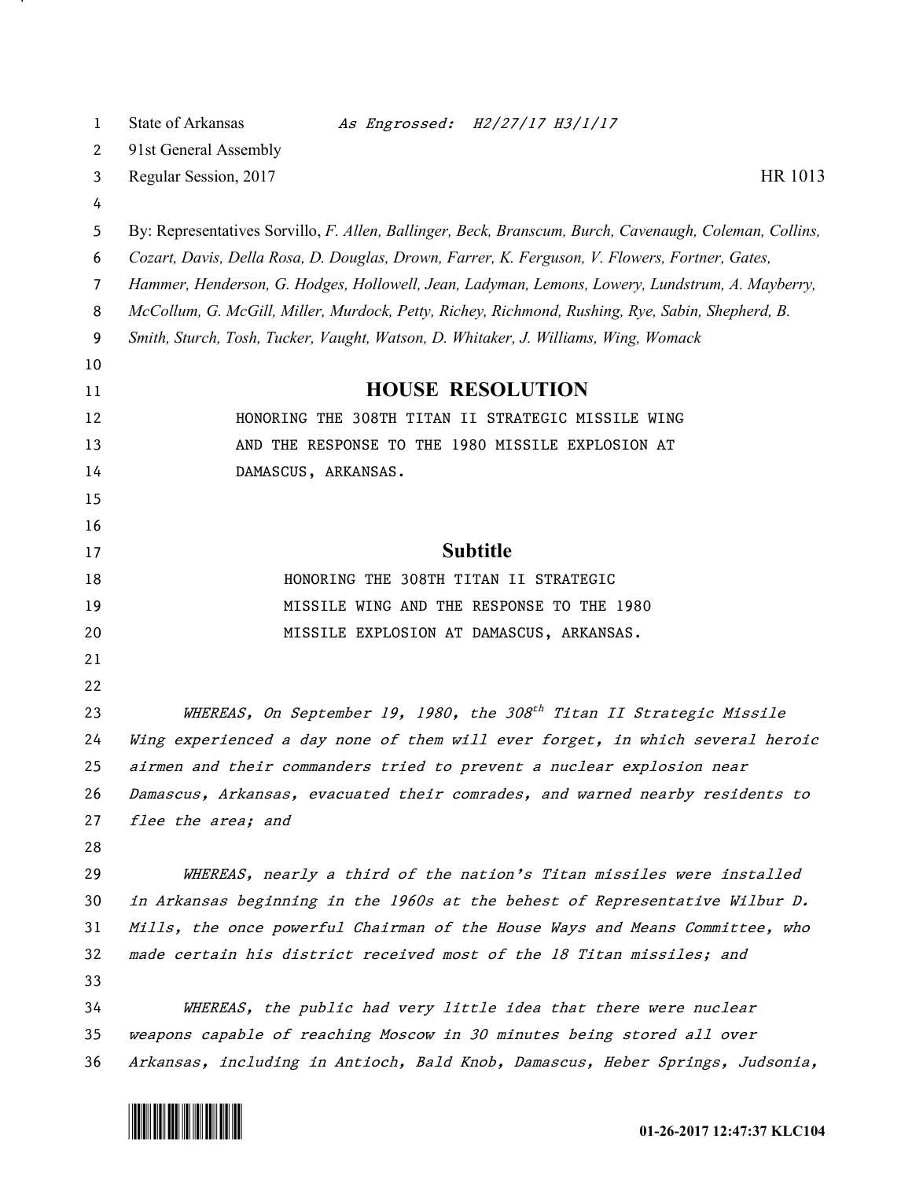State of Arkansas *As Engrossed: H2/27/17 H3/1/17*

91st General Assembly

Regular Session, 2017 HR 1013

By: Representatives Sorvillo, *F. Allen, Ballinger, Beck, Branscum, Burch, Cavenaugh, Coleman, Collins, Cozart, Davis, Della Rosa, D. Douglas, Drown, Farrer, K. Ferguson, V. Flowers, Fortner, Gates, Hammer, Henderson, G. Hodges, Hollowell, Jean, Ladyman, Lemons, Lowery, Lundstrum, A. Mayberry, McCollum, G. McGill, Miller, Murdock, Petty, Richey, Richmond, Rushing, Rye, Sabin, Shepherd, B. Smith, Sturch, Tosh, Tucker, Vaught, Watson, D. Whitaker, J. Williams, Wing, Womack*

# HOUSE RESOLUTION

HONORING THE 308TH TITAN II STRATEGIC MISSILE WING AND THE RESPONSE TO THE 1980 MISSILE EXPLOSION AT DAMASCUS, ARKANSAS.

## Subtitle

HONORING THE 308TH TITAN II STRATEGIC MISSILE WING AND THE RESPONSE TO THE 1980 MISSILE EXPLOSION AT DAMASCUS, ARKANSAS.

*WHEREAS, On September 19, 1980, the 308th Titan II Strategic Missile Wing experienced a day none of them will ever forget, in which several heroic airmen and their commanders tried to prevent a nuclear explosion near Damascus, Arkansas, evacuated their comrades, and warned nearby residents to flee the area; and*

*WHEREAS, nearly a third of the nation's Titan missiles were installed in Arkansas beginning in the 1960s at the behest of Representative Wilbur D. Mills, the once powerful Chairman of the House Ways and Means Committee, who made certain his district received most of the 18 Titan missiles; and*

*WHEREAS, the public had very little idea that there were nuclear weapons capable of reaching Moscow in 30 minutes being stored all over Arkansas, including in Antioch, Bald Knob, Damascus, Heber Springs, Judsonia,*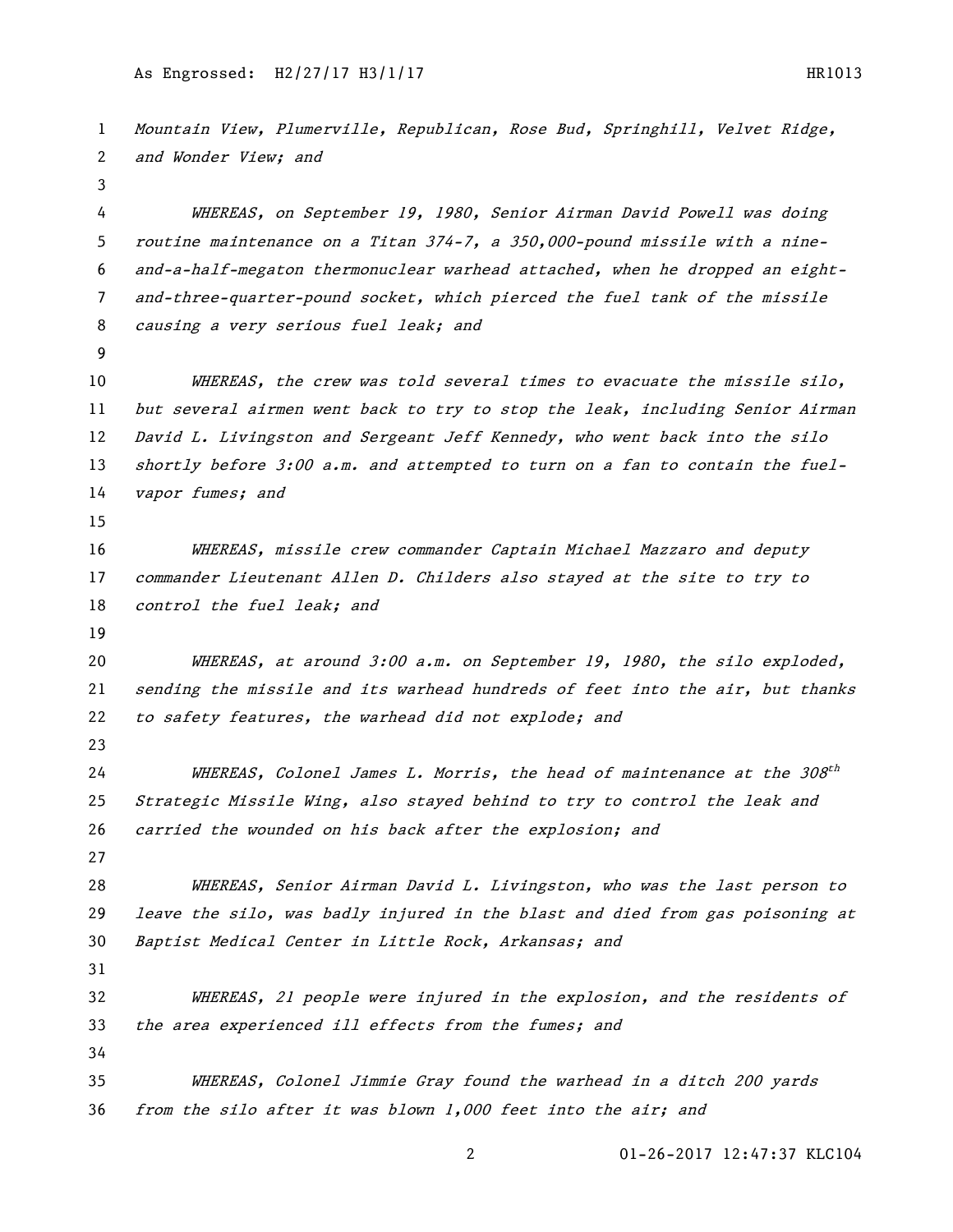*Mountain View, Plumerville, Republican, Rose Bud, Springhill, Velvet Ridge, and Wonder View; and*

*WHEREAS, on September 19, 1980, Senior Airman David Powell was doing routine maintenance on a Titan 374-7, a 350,000-pound missile with a nine-and-a-half-megaton thermonuclear warhead attached, when he dropped an eight-and-three-quarter-pound socket, which pierced the fuel tank of the missile causing a very serious fuel leak; and*

*WHEREAS, the crew was told several times to evacuate the missile silo, but several airmen went back to try to stop the leak, including Senior Airman David L. Livingston and Sergeant Jeff Kennedy, who went back into the silo shortly before 3:00 a.m. and attempted to turn on a fan to contain the fuel-vapor fumes; and*

*WHEREAS, missile crew commander Captain Michael Mazzaro and deputy commander Lieutenant Allen D. Childers also stayed at the site to try to control the fuel leak; and*

*WHEREAS, at around 3:00 a.m. on September 19, 1980, the silo exploded, sending the missile and its warhead hundreds of feet into the air, but thanks to safety features, the warhead did not explode; and*

*WHEREAS, Colonel James L. Morris, the head of maintenance at the 308th Strategic Missile Wing, also stayed behind to try to control the leak and carried the wounded on his back after the explosion; and*

*WHEREAS, Senior Airman David L. Livingston, who was the last person to leave the silo, was badly injured in the blast and died from gas poisoning at Baptist Medical Center in Little Rock, Arkansas; and*

*WHEREAS, 21 people were injured in the explosion, and the residents of the area experienced ill effects from the fumes; and*

*WHEREAS, Colonel Jimmie Gray found the warhead in a ditch 200 yards from the silo after it was blown 1,000 feet into the air; and*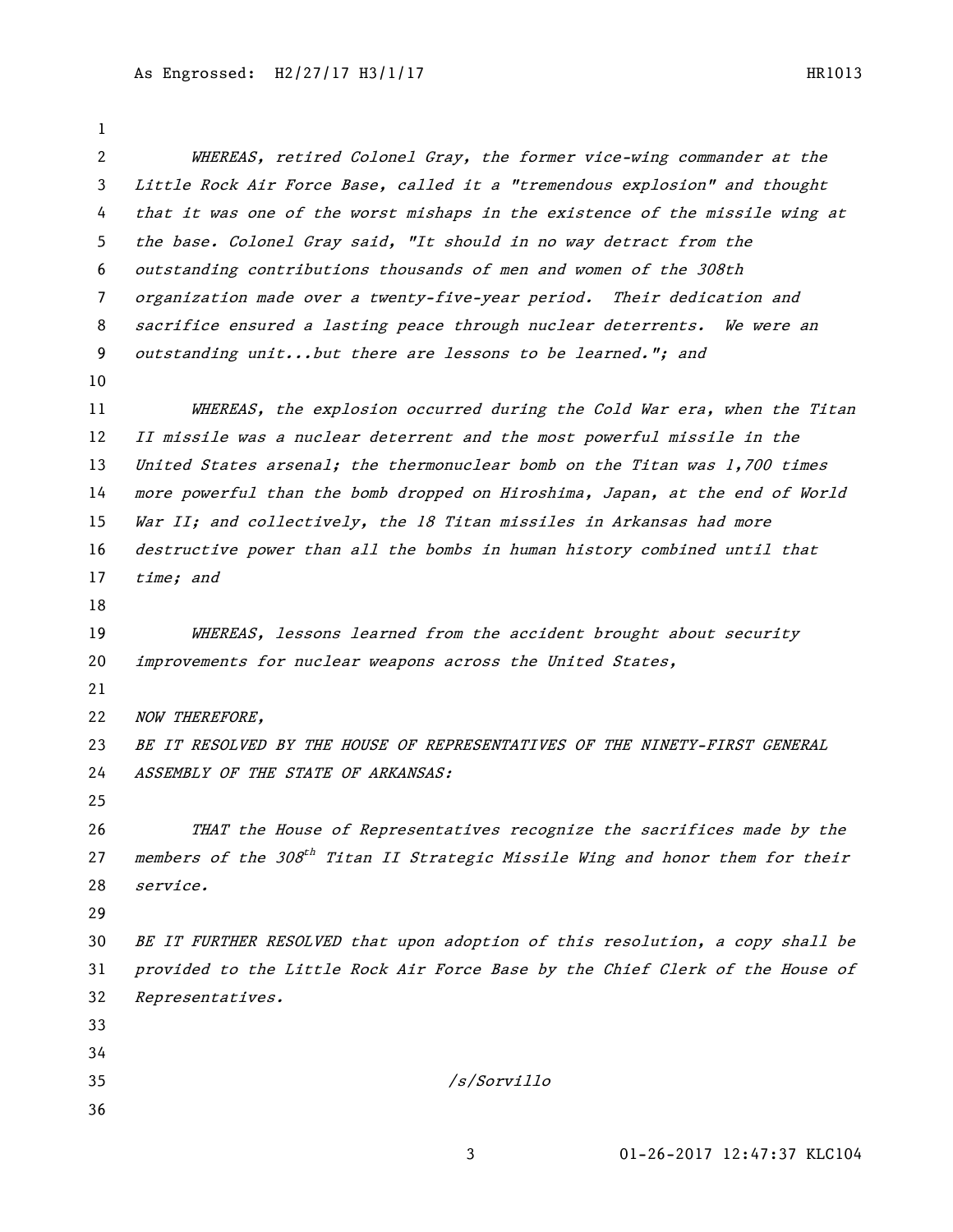*WHEREAS, retired Colonel Gray, the former vice-wing commander at the Little Rock Air Force Base, called it a "tremendous explosion" and thought that it was one of the worst mishaps in the existence of the missile wing at the base. Colonel Gray said, "It should in no way detract from the outstanding contributions thousands of men and women of the 308th organization made over a twenty-five-year period. Their dedication and sacrifice ensured a lasting peace through nuclear deterrents. We were an outstanding unit...but there are lessons to be learned."; and*

*WHEREAS, the explosion occurred during the Cold War era, when the Titan II missile was a nuclear deterrent and the most powerful missile in the United States arsenal; the thermonuclear bomb on the Titan was 1,700 times more powerful than the bomb dropped on Hiroshima, Japan, at the end of World War II; and collectively, the 18 Titan missiles in Arkansas had more destructive power than all the bombs in human history combined until that time; and*

*WHEREAS, lessons learned from the accident brought about security improvements for nuclear weapons across the United States,*

*NOW THEREFORE,*
*BE IT RESOLVED BY THE HOUSE OF REPRESENTATIVES OF THE NINETY-FIRST GENERAL ASSEMBLY OF THE STATE OF ARKANSAS:*

*THAT the House of Representatives recognize the sacrifices made by the members of the 308th Titan II Strategic Missile Wing and honor them for their service.*

*BE IT FURTHER RESOLVED that upon adoption of this resolution, a copy shall be provided to the Little Rock Air Force Base by the Chief Clerk of the House of Representatives.*

/s/Sorvillo